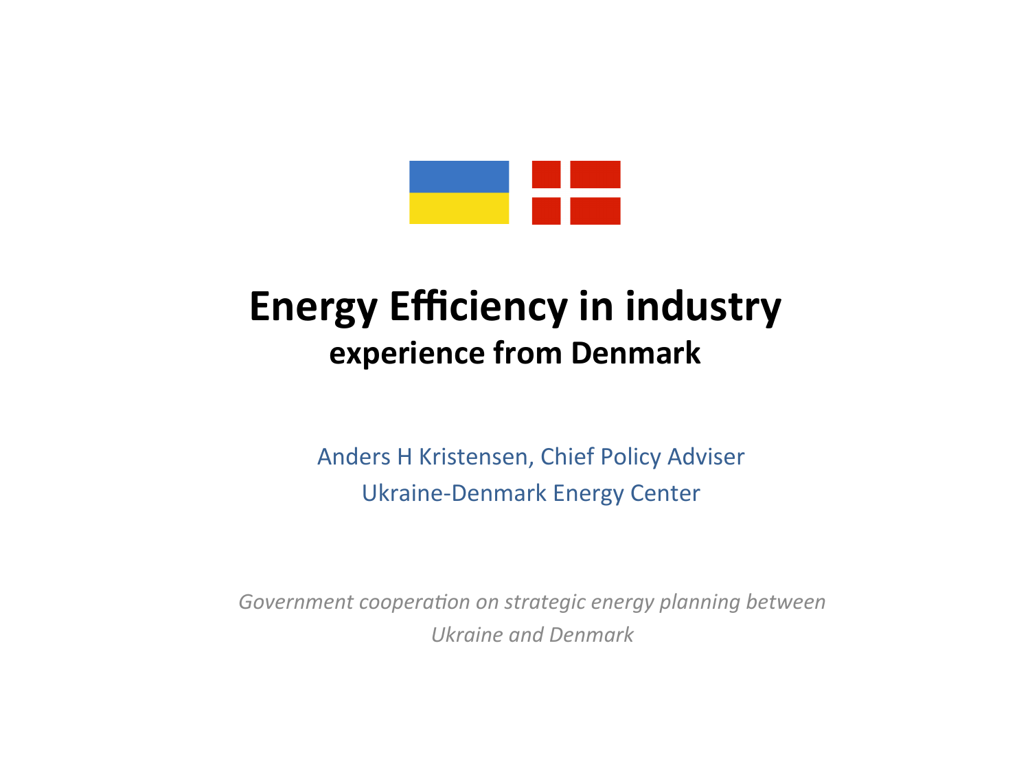# Energy Efficiency in industry

## experience from Denmark

Anders H Kristensen, Chief Policy Adviser

Ukraine-Denmark Energy Center

*Government cooperation on strategic energy planning between Ukraine and Denmark*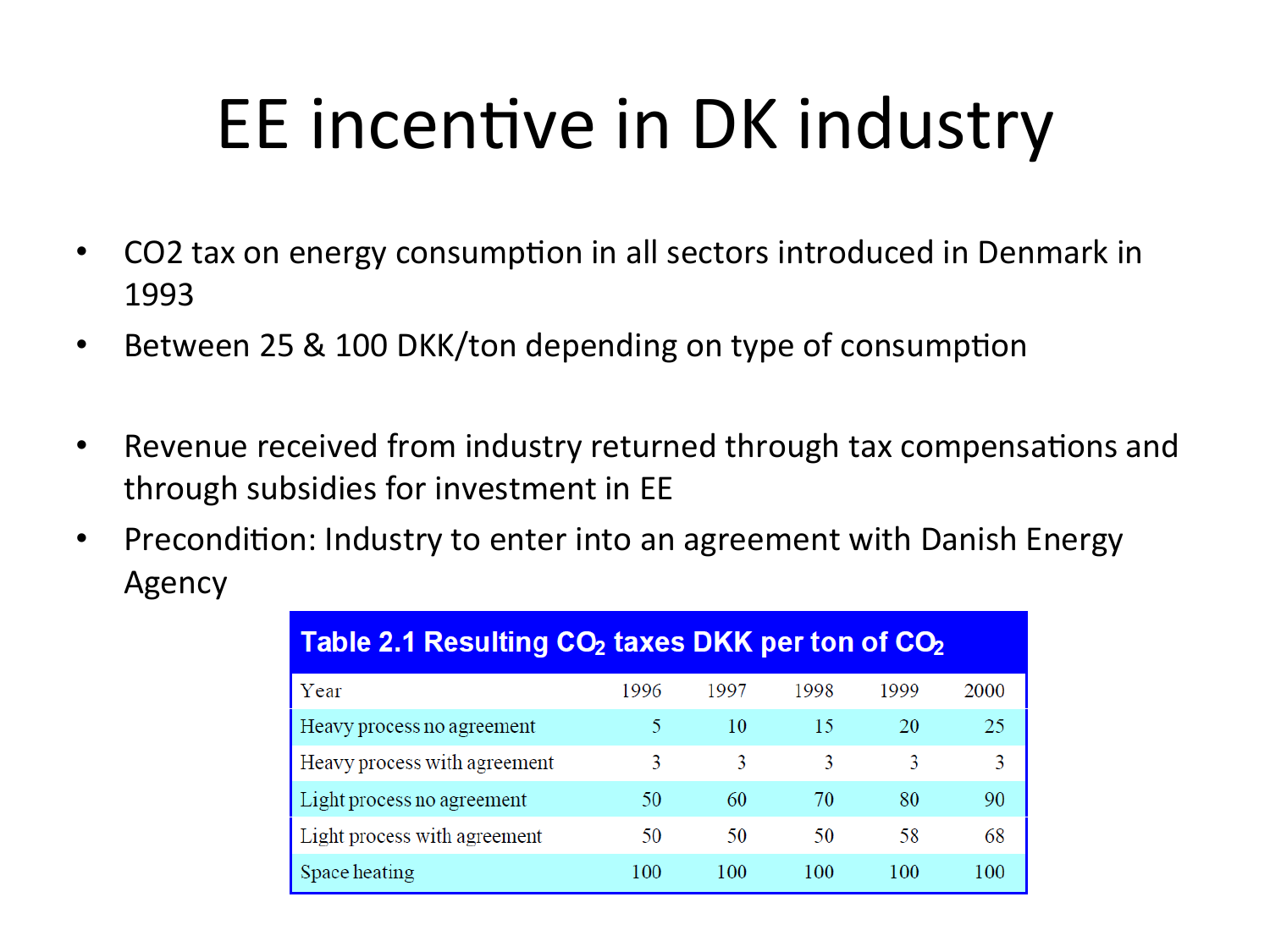# EE incentive in DK industry

- $CO_2$ tax on energy consumption in all sectors introduced in Denmark in 1993
- Between 25 & 100 DKK/ton depending on type of consumption

- Revenue received from industry returned through tax compensations and through subsidies for investment in EE
- Precondition: Industry to enter into an agreement with Danish Energy Agency

**Table 2.1 Resulting $CO_2$ taxes DKK per ton of $CO_2$**

| Year | 1996 | 1997 | 1998 | 1999 | 2000 |
|---|---|---|---|---|---|
| Heavy process no agreement | 5 | 10 | 15 | 20 | 25 |
| Heavy process with agreement | 3 | 3 | 3 | 3 | 3 |
| Light process no agreement | 50 | 60 | 70 | 80 | 90 |
| Light process with agreement | 50 | 50 | 50 | 58 | 68 |
| Space heating | 100 | 100 | 100 | 100 | 100 |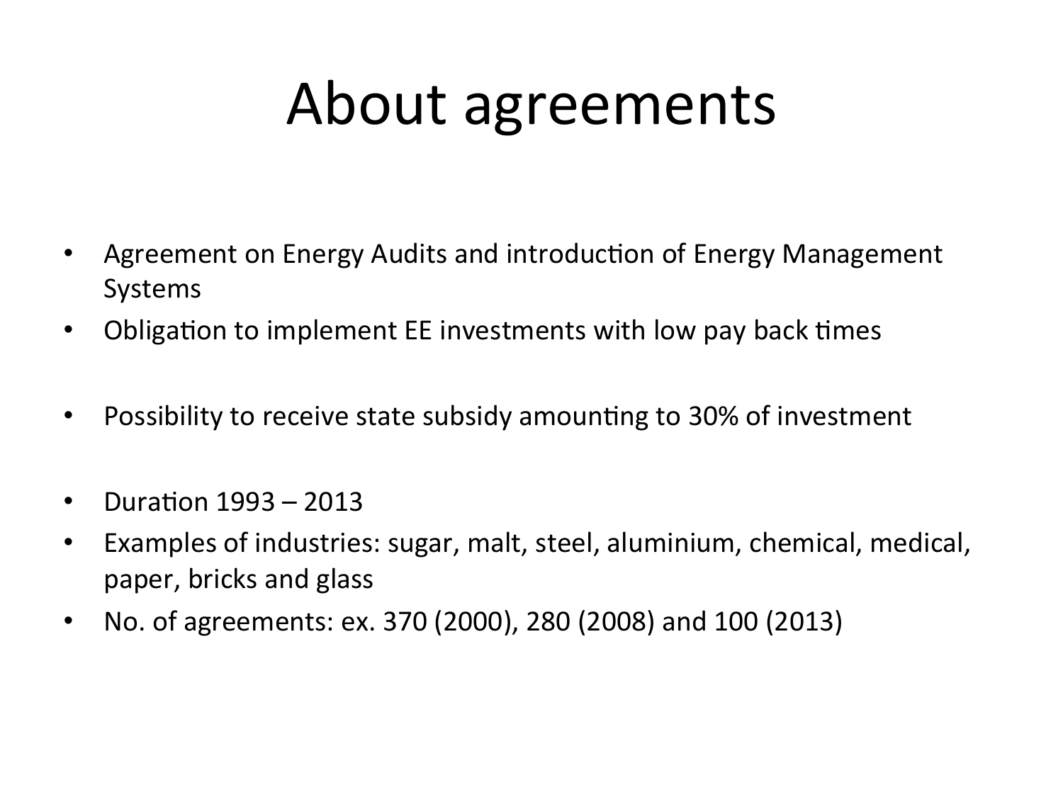# About agreements

- Agreement on Energy Audits and introduction of Energy Management Systems
- Obligation to implement EE investments with low pay back times
- Possibility to receive state subsidy amounting to 30% of investment
- Duration 1993 – 2013
- Examples of industries: sugar, malt, steel, aluminium, chemical, medical, paper, bricks and glass
- No. of agreements: ex. 370 (2000), 280 (2008) and 100 (2013)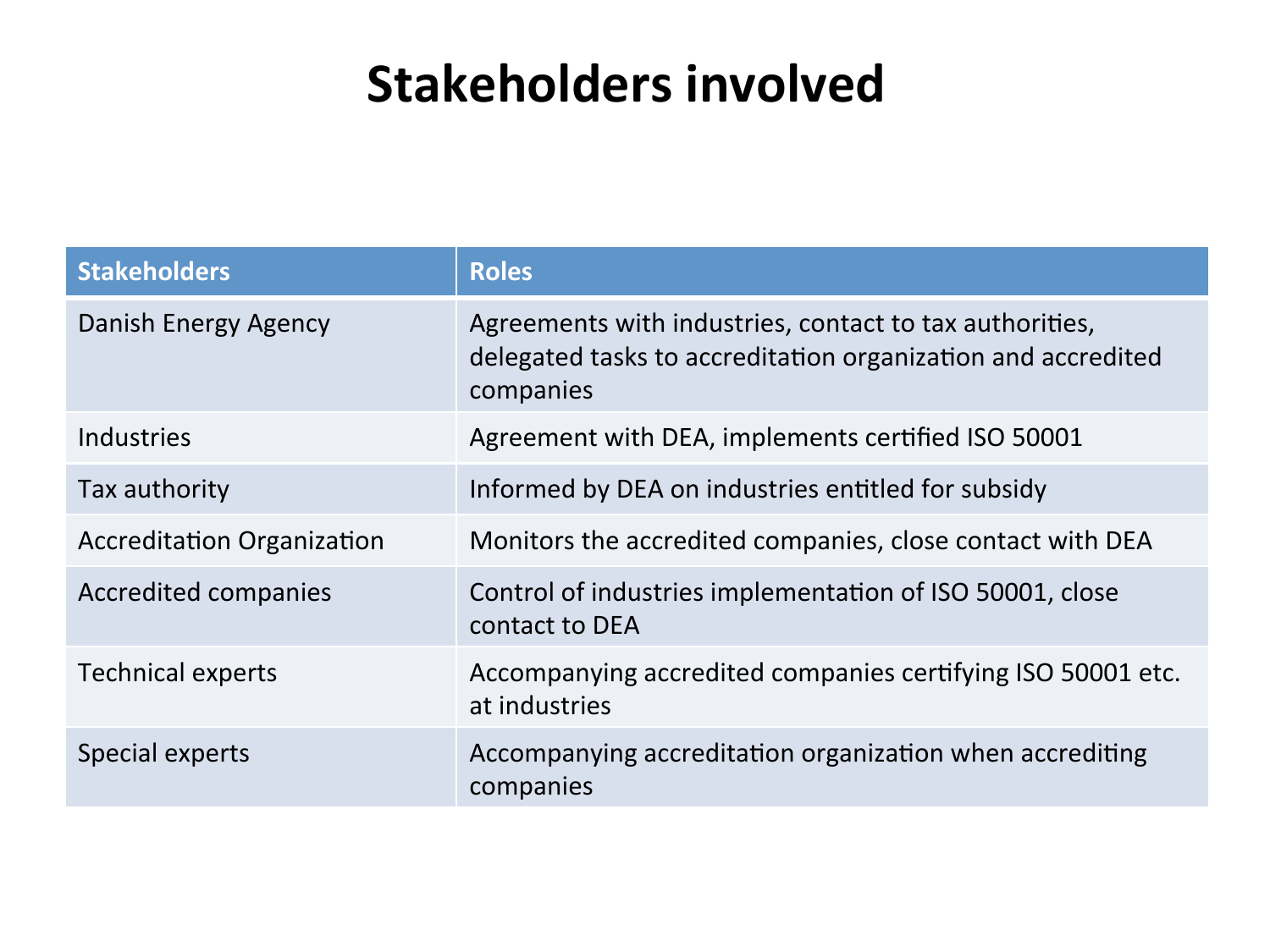# Stakeholders involved

| Stakeholders | Roles |
| --- | --- |
| Danish Energy Agency | Agreements with industries, contact to tax authorities, delegated tasks to accreditation organization and accredited companies |
| Industries | Agreement with DEA, implements certified ISO 50001 |
| Tax authority | Informed by DEA on industries entitled for subsidy |
| Accreditation Organization | Monitors the accredited companies, close contact with DEA |
| Accredited companies | Control of industries implementation of ISO 50001, close contact to DEA |
| Technical experts | Accompanying accredited companies certifying ISO 50001 etc. at industries |
| Special experts | Accompanying accreditation organization when accrediting companies |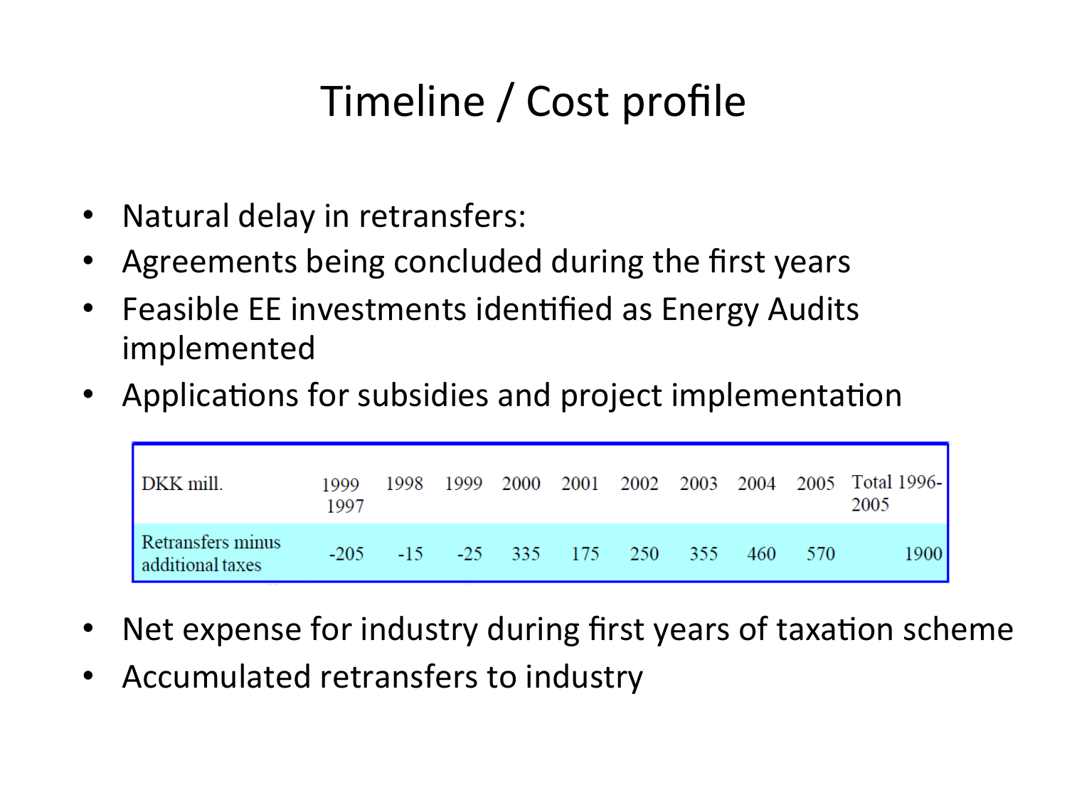# Timeline / Cost profile

- Natural delay in retransfers:
- Agreements being concluded during the first years
- Feasible EE investments identified as Energy Audits implemented
- Applications for subsidies and project implementation

| DKK mill. | 1999 1997 | 1998 | 1999 | 2000 | 2001 | 2002 | 2003 | 2004 | 2005 | Total 1996-2005 |
|---|---|---|---|---|---|---|---|---|---|---|
| Retransfers minus additional taxes | -205 | -15 | -25 | 335 | 175 | 250 | 355 | 460 | 570 | 1900 |

- Net expense for industry during first years of taxation scheme
- Accumulated retransfers to industry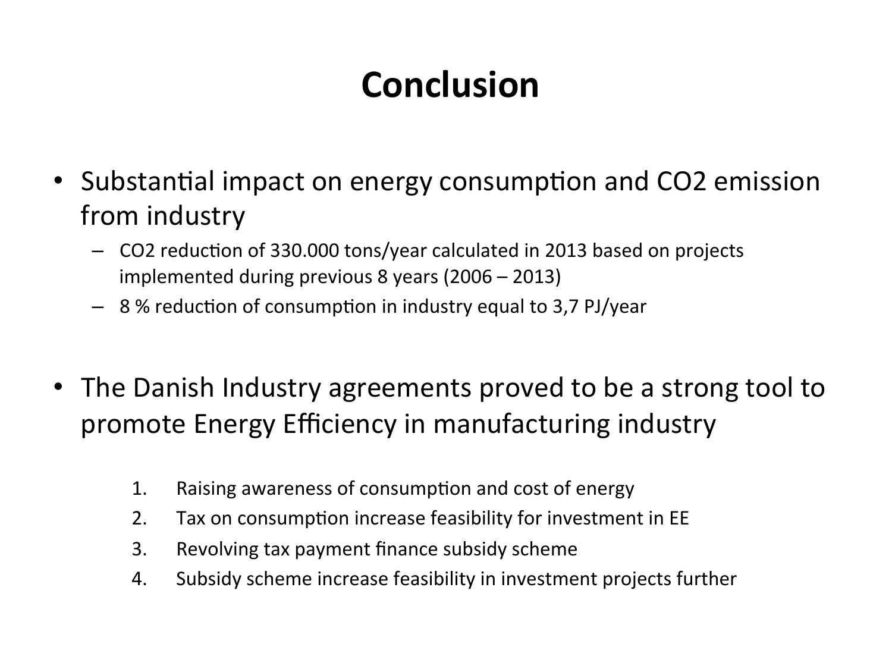# Conclusion

- Substantial impact on energy consumption and $CO_2$ emission from industry
  - $CO_2$ reduction of 330.000 tons/year calculated in 2013 based on projects implemented during previous 8 years (2006 – 2013)
  - 8 % reduction of consumption in industry equal to 3,7 PJ/year

- The Danish Industry agreements proved to be a strong tool to promote Energy Efficiency in manufacturing industry

  1. Raising awareness of consumption and cost of energy
  2. Tax on consumption increase feasibility for investment in EE
  3. Revolving tax payment finance subsidy scheme
  4. Subsidy scheme increase feasibility in investment projects further